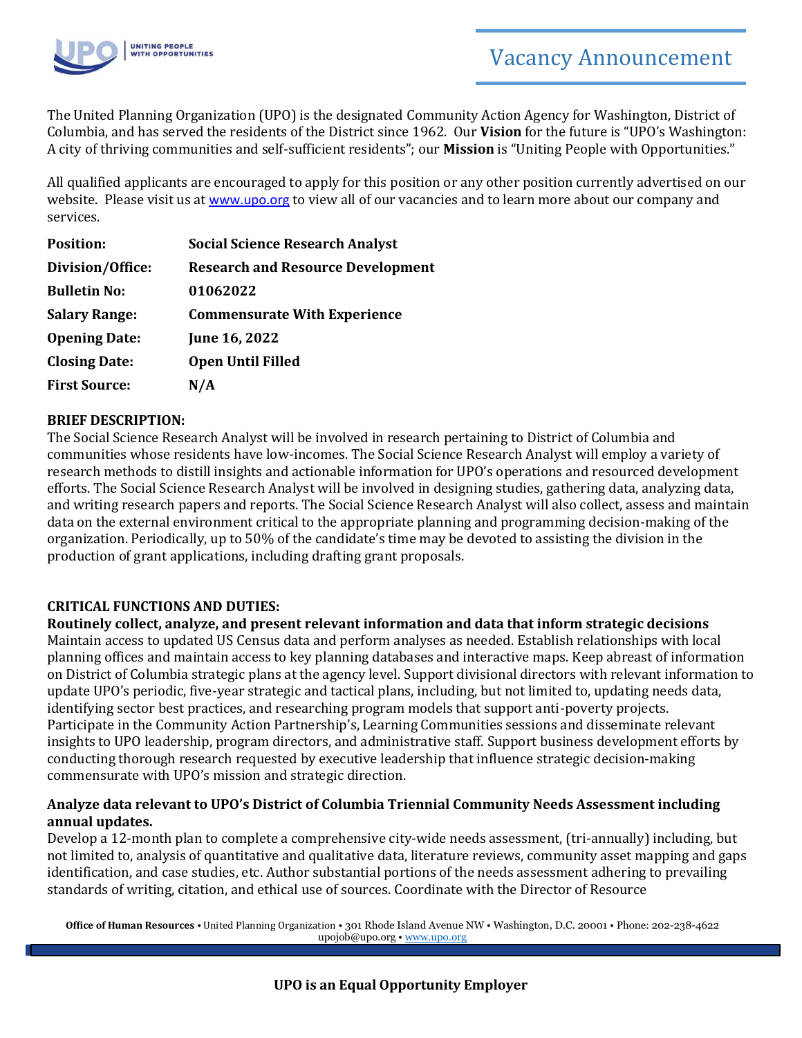# Vacancy Announcement

The United Planning Organization (UPO) is the designated Community Action Agency for Washington, District of Columbia, and has served the residents of the District since 1962. Our **Vision** for the future is "UPO's Washington: A city of thriving communities and self-sufficient residents"; our **Mission** is "Uniting People with Opportunities."

All qualified applicants are encouraged to apply for this position or any other position currently advertised on our website. Please visit us at www.upo.org to view all of our vacancies and to learn more about our company and services.

| | |
|---|---|
| **Position:** | **Social Science Research Analyst** |
| **Division/Office:** | **Research and Resource Development** |
| **Bulletin No:** | **01062022** |
| **Salary Range:** | **Commensurate With Experience** |
| **Opening Date:** | **June 16, 2022** |
| **Closing Date:** | **Open Until Filled** |
| **First Source:** | **N/A** |

**BRIEF DESCRIPTION:**

The Social Science Research Analyst will be involved in research pertaining to District of Columbia and communities whose residents have low-incomes. The Social Science Research Analyst will employ a variety of research methods to distill insights and actionable information for UPO's operations and resourced development efforts. The Social Science Research Analyst will be involved in designing studies, gathering data, analyzing data, and writing research papers and reports. The Social Science Research Analyst will also collect, assess and maintain data on the external environment critical to the appropriate planning and programming decision-making of the organization. Periodically, up to 50% of the candidate's time may be devoted to assisting the division in the production of grant applications, including drafting grant proposals.

**CRITICAL FUNCTIONS AND DUTIES:**

**Routinely collect, analyze, and present relevant information and data that inform strategic decisions**

Maintain access to updated US Census data and perform analyses as needed. Establish relationships with local planning offices and maintain access to key planning databases and interactive maps. Keep abreast of information on District of Columbia strategic plans at the agency level. Support divisional directors with relevant information to update UPO's periodic, five-year strategic and tactical plans, including, but not limited to, updating needs data, identifying sector best practices, and researching program models that support anti-poverty projects. Participate in the Community Action Partnership's, Learning Communities sessions and disseminate relevant insights to UPO leadership, program directors, and administrative staff. Support business development efforts by conducting thorough research requested by executive leadership that influence strategic decision-making commensurate with UPO's mission and strategic direction.

**Analyze data relevant to UPO's District of Columbia Triennial Community Needs Assessment including annual updates.**

Develop a 12-month plan to complete a comprehensive city-wide needs assessment, (tri-annually) including, but not limited to, analysis of quantitative and qualitative data, literature reviews, community asset mapping and gaps identification, and case studies, etc. Author substantial portions of the needs assessment adhering to prevailing standards of writing, citation, and ethical use of sources. Coordinate with the Director of Resource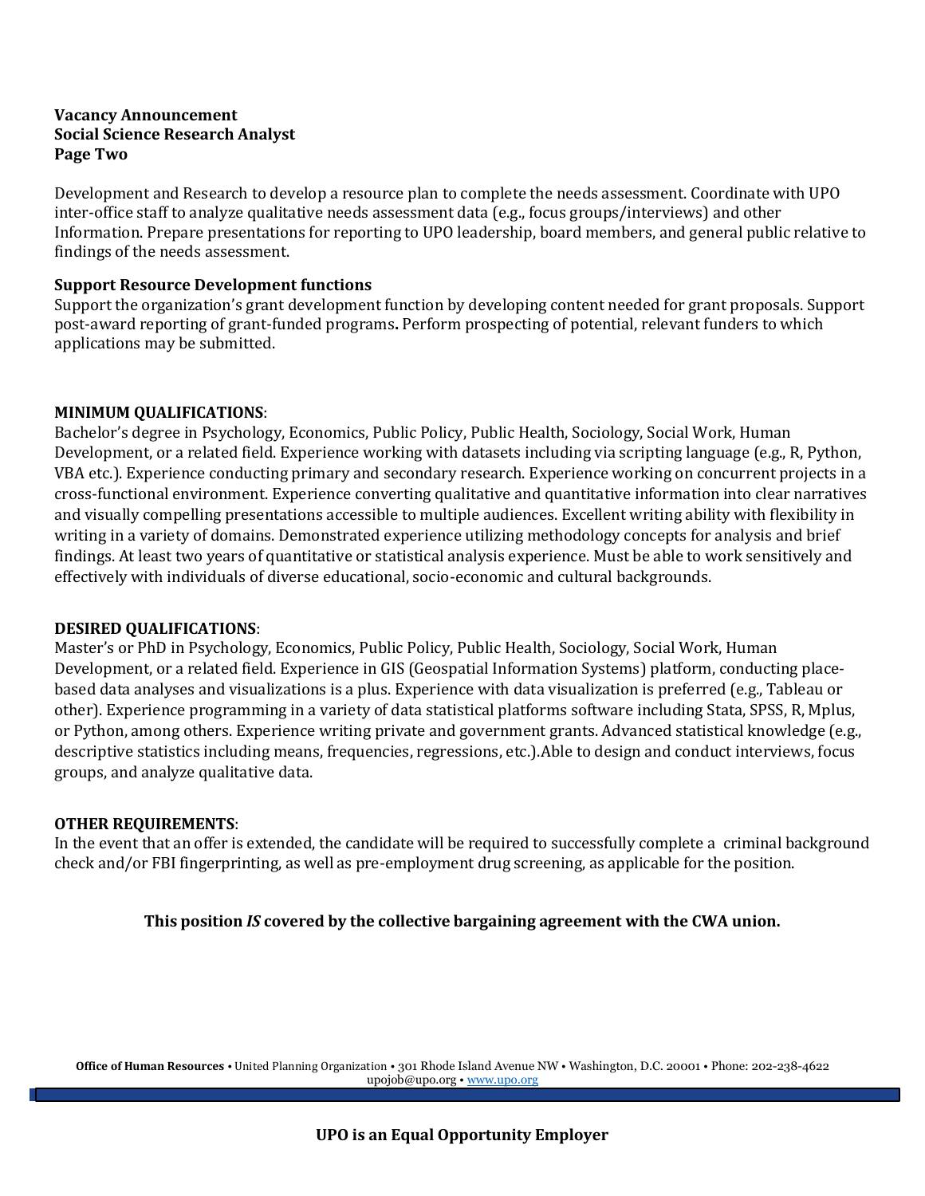Development and Research to develop a resource plan to complete the needs assessment. Coordinate with UPO inter-office staff to analyze qualitative needs assessment data (e.g., focus groups/interviews) and other Information. Prepare presentations for reporting to UPO leadership, board members, and general public relative to findings of the needs assessment.

**Support Resource Development functions**
Support the organization's grant development function by developing content needed for grant proposals. Support post-award reporting of grant-funded programs**.** Perform prospecting of potential, relevant funders to which applications may be submitted.

**MINIMUM QUALIFICATIONS**:
Bachelor's degree in Psychology, Economics, Public Policy, Public Health, Sociology, Social Work, Human Development, or a related field. Experience working with datasets including via scripting language (e.g., R, Python, VBA etc.). Experience conducting primary and secondary research. Experience working on concurrent projects in a cross-functional environment. Experience converting qualitative and quantitative information into clear narratives and visually compelling presentations accessible to multiple audiences. Excellent writing ability with flexibility in writing in a variety of domains. Demonstrated experience utilizing methodology concepts for analysis and brief findings. At least two years of quantitative or statistical analysis experience. Must be able to work sensitively and effectively with individuals of diverse educational, socio-economic and cultural backgrounds.

**DESIRED QUALIFICATIONS**:
Master's or PhD in Psychology, Economics, Public Policy, Public Health, Sociology, Social Work, Human Development, or a related field. Experience in GIS (Geospatial Information Systems) platform, conducting place-based data analyses and visualizations is a plus. Experience with data visualization is preferred (e.g., Tableau or other). Experience programming in a variety of data statistical platforms software including Stata, SPSS, R, Mplus, or Python, among others. Experience writing private and government grants. Advanced statistical knowledge (e.g., descriptive statistics including means, frequencies, regressions, etc.).Able to design and conduct interviews, focus groups, and analyze qualitative data.

**OTHER REQUIREMENTS**:
In the event that an offer is extended, the candidate will be required to successfully complete a criminal background check and/or FBI fingerprinting, as well as pre-employment drug screening, as applicable for the position.

**This position *IS* covered by the collective bargaining agreement with the CWA union.**

**Office of Human Resources** • United Planning Organization • 301 Rhode Island Avenue NW • Washington, D.C. 20001 • Phone: 202-238-4622
upojob@upo.org • www.upo.org

**UPO is an Equal Opportunity Employer**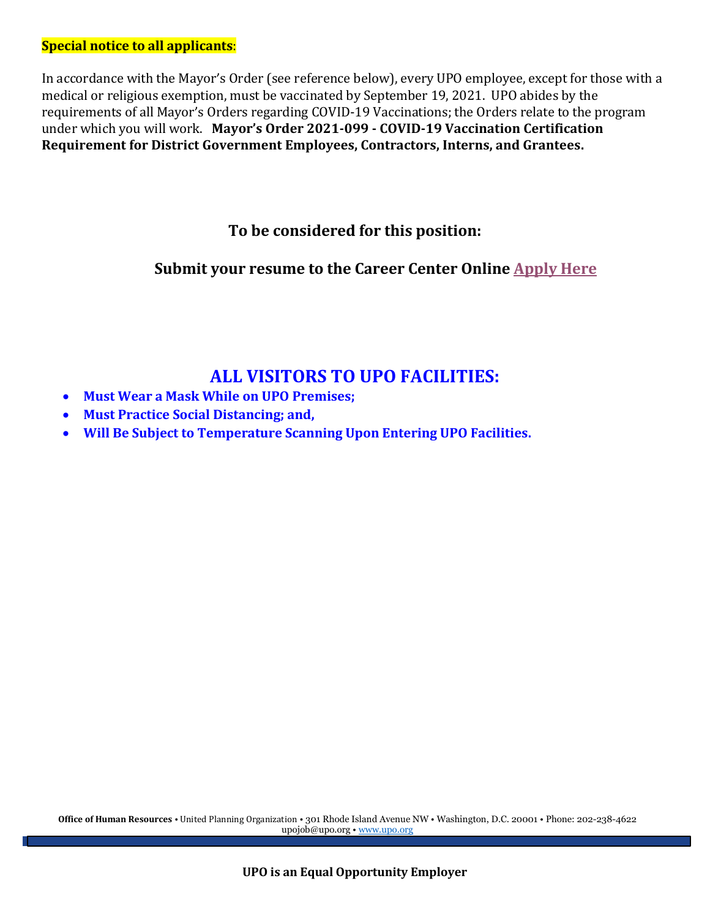**Special notice to all applicants**:

In accordance with the Mayor's Order (see reference below), every UPO employee, except for those with a medical or religious exemption, must be vaccinated by September 19, 2021. UPO abides by the requirements of all Mayor's Orders regarding COVID-19 Vaccinations; the Orders relate to the program under which you will work. **Mayor's Order 2021-099 - COVID-19 Vaccination Certification Requirement for District Government Employees, Contractors, Interns, and Grantees.**

## To be considered for this position:

**Submit your resume to the Career Center Online Apply Here**

## ALL VISITORS TO UPO FACILITIES:

- **Must Wear a Mask While on UPO Premises;**
- **Must Practice Social Distancing; and,**
- **Will Be Subject to Temperature Scanning Upon Entering UPO Facilities.**

**Office of Human Resources** • United Planning Organization • 301 Rhode Island Avenue NW • Washington, D.C. 20001 • Phone: 202-238-4622
upojob@upo.org • www.upo.org

**UPO is an Equal Opportunity Employer**